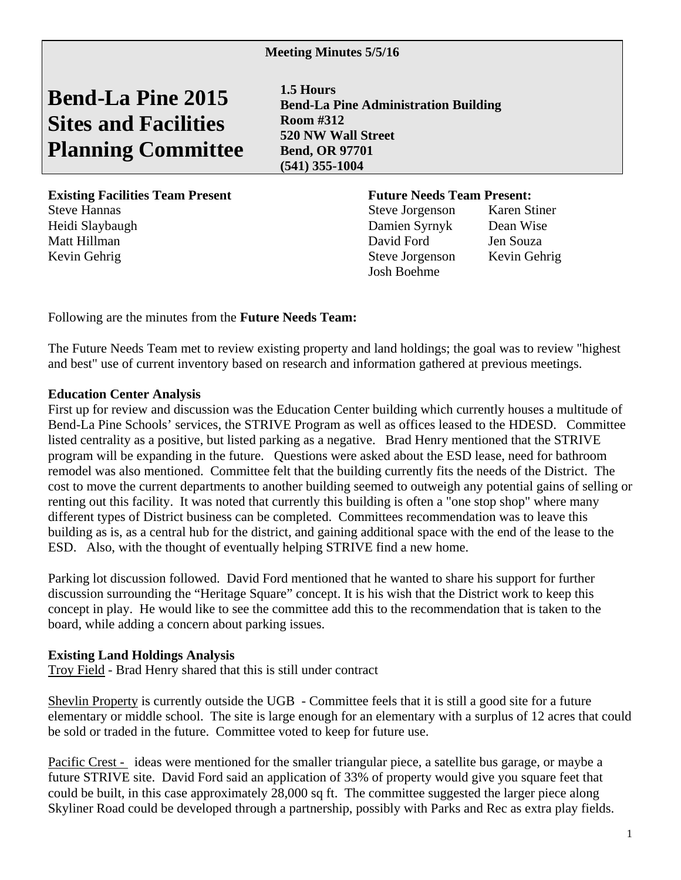**Meeting Minutes 5/5/16**

# Bend-La Pine 2015 Sites and Facilities Planning Committee

**1.5 Hours**
**Bend-La Pine Administration Building**
**Room #312**
**520 NW Wall Street**
**Bend, OR 97701**
**(541) 355-1004**

**Existing Facilities Team Present**

Steve Hannas
Heidi Slaybaugh
Matt Hillman
Kevin Gehrig

**Future Needs Team Present:**

| | |
|---|---|
| Steve Jorgenson | Karen Stiner |
| Damien Syrnyk | Dean Wise |
| David Ford | Jen Souza |
| Steve Jorgenson | Kevin Gehrig |
| Josh Boehme | |

Following are the minutes from the **Future Needs Team:**

The Future Needs Team met to review existing property and land holdings; the goal was to review "highest and best" use of current inventory based on research and information gathered at previous meetings.

**Education Center Analysis**

First up for review and discussion was the Education Center building which currently houses a multitude of Bend-La Pine Schools' services, the STRIVE Program as well as offices leased to the HDESD. Committee listed centrality as a positive, but listed parking as a negative. Brad Henry mentioned that the STRIVE program will be expanding in the future. Questions were asked about the ESD lease, need for bathroom remodel was also mentioned. Committee felt that the building currently fits the needs of the District. The cost to move the current departments to another building seemed to outweigh any potential gains of selling or renting out this facility. It was noted that currently this building is often a "one stop shop" where many different types of District business can be completed. Committees recommendation was to leave this building as is, as a central hub for the district, and gaining additional space with the end of the lease to the ESD. Also, with the thought of eventually helping STRIVE find a new home.

Parking lot discussion followed. David Ford mentioned that he wanted to share his support for further discussion surrounding the "Heritage Square" concept. It is his wish that the District work to keep this concept in play. He would like to see the committee add this to the recommendation that is taken to the board, while adding a concern about parking issues.

**Existing Land Holdings Analysis**

Troy Field - Brad Henry shared that this is still under contract

Shevlin Property is currently outside the UGB - Committee feels that it is still a good site for a future elementary or middle school. The site is large enough for an elementary with a surplus of 12 acres that could be sold or traded in the future. Committee voted to keep for future use.

Pacific Crest - ideas were mentioned for the smaller triangular piece, a satellite bus garage, or maybe a future STRIVE site. David Ford said an application of 33% of property would give you square feet that could be built, in this case approximately 28,000 sq ft. The committee suggested the larger piece along Skyliner Road could be developed through a partnership, possibly with Parks and Rec as extra play fields.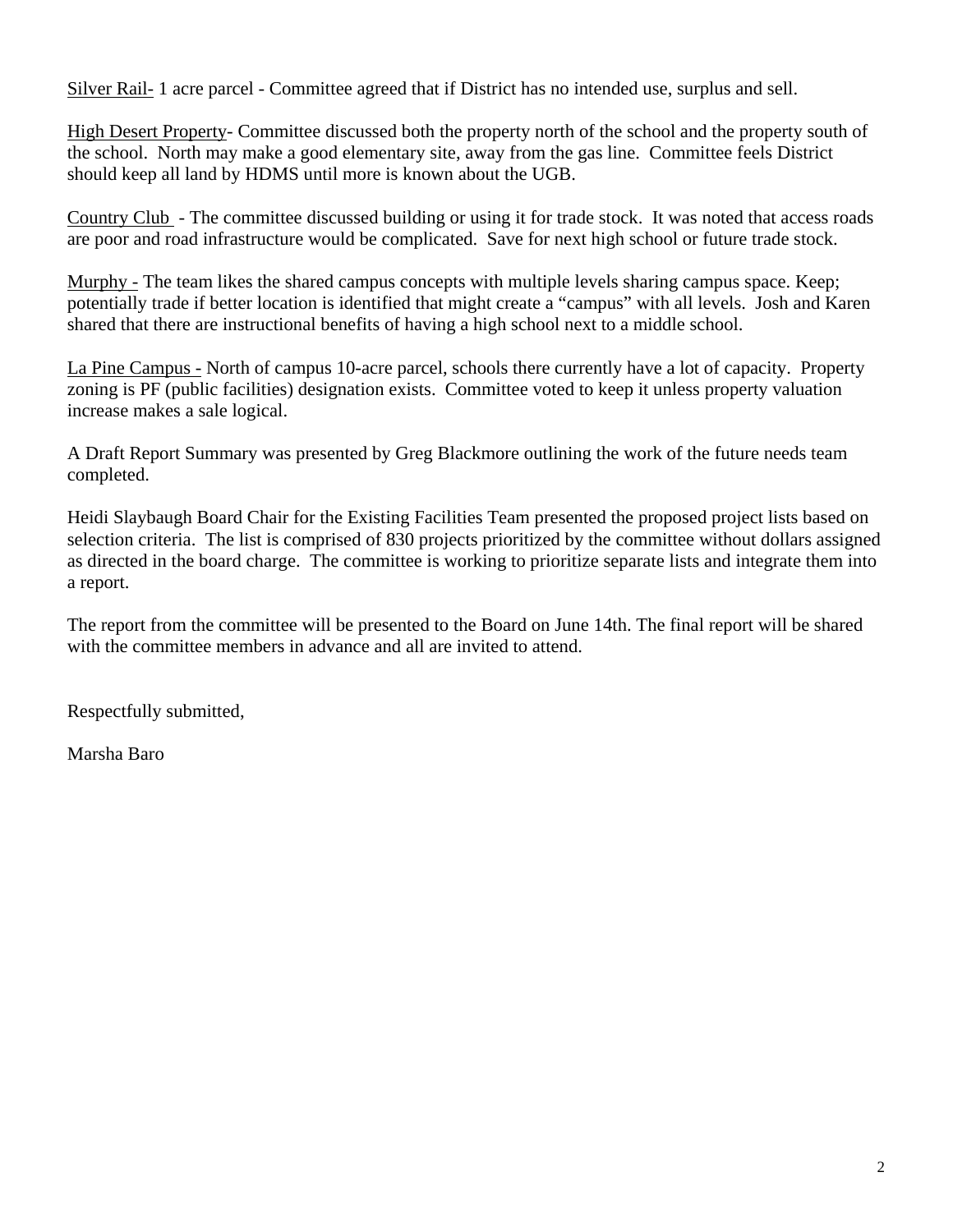Silver Rail- 1 acre parcel - Committee agreed that if District has no intended use, surplus and sell.

High Desert Property- Committee discussed both the property north of the school and the property south of the school. North may make a good elementary site, away from the gas line. Committee feels District should keep all land by HDMS until more is known about the UGB.

Country Club - The committee discussed building or using it for trade stock. It was noted that access roads are poor and road infrastructure would be complicated. Save for next high school or future trade stock.

Murphy - The team likes the shared campus concepts with multiple levels sharing campus space. Keep; potentially trade if better location is identified that might create a "campus" with all levels. Josh and Karen shared that there are instructional benefits of having a high school next to a middle school.

La Pine Campus - North of campus 10-acre parcel, schools there currently have a lot of capacity. Property zoning is PF (public facilities) designation exists. Committee voted to keep it unless property valuation increase makes a sale logical.

A Draft Report Summary was presented by Greg Blackmore outlining the work of the future needs team completed.

Heidi Slaybaugh Board Chair for the Existing Facilities Team presented the proposed project lists based on selection criteria. The list is comprised of 830 projects prioritized by the committee without dollars assigned as directed in the board charge. The committee is working to prioritize separate lists and integrate them into a report.

The report from the committee will be presented to the Board on June 14th. The final report will be shared with the committee members in advance and all are invited to attend.

Respectfully submitted,

Marsha Baro